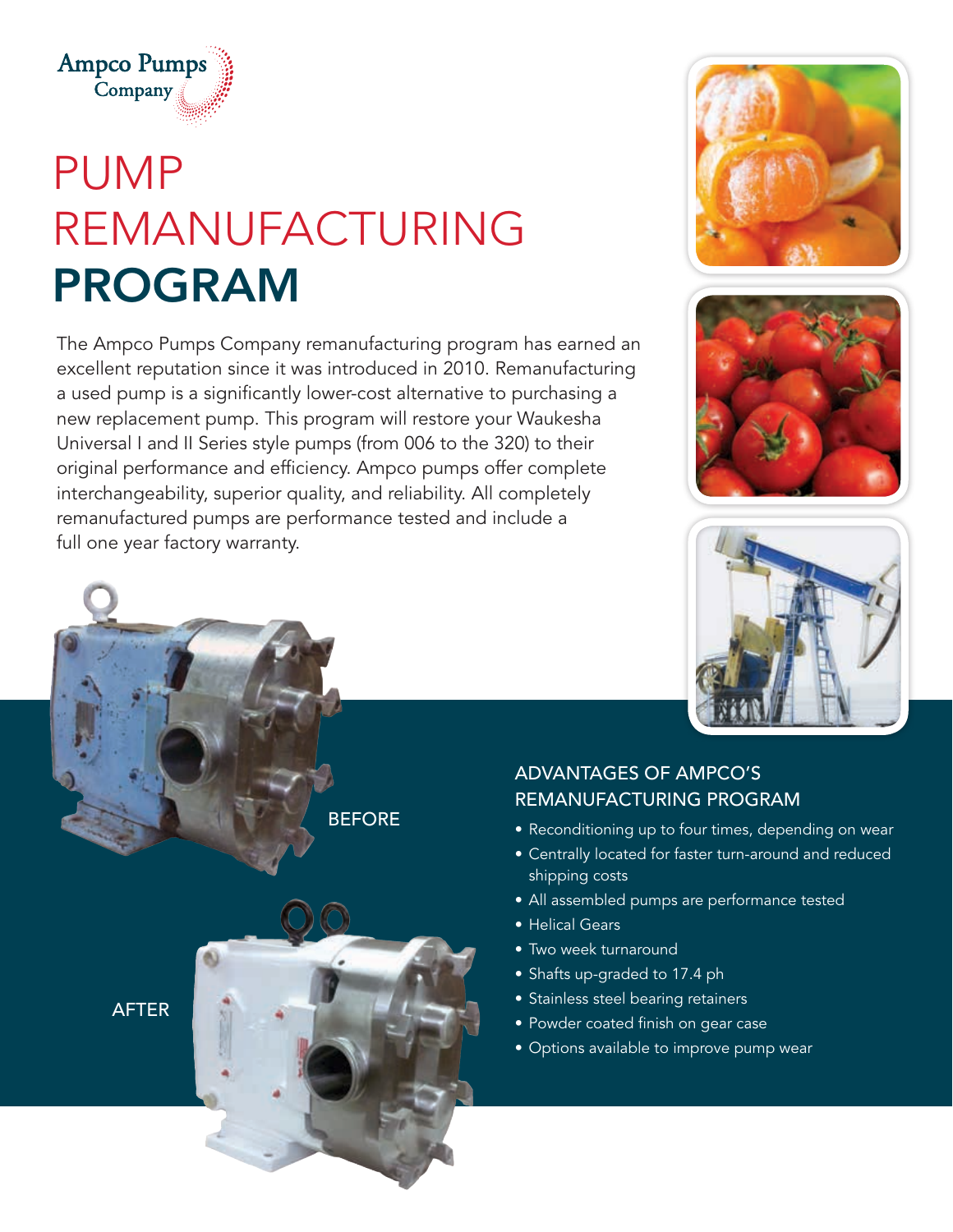Ampco Pumps Company

# PUMP REMANUFACTURING PROGRAM

The Ampco Pumps Company remanufacturing program has earned an excellent reputation since it was introduced in 2010. Remanufacturing a used pump is a significantly lower-cost alternative to purchasing a new replacement pump. This program will restore your Waukesha Universal I and II Series style pumps (from 006 to the 320) to their original performance and efficiency. Ampco pumps offer complete interchangeability, superior quality, and reliability. All completely remanufactured pumps are performance tested and include a full one year factory warranty.

BEFORE

AFTER

## ADVANTAGES OF AMPCO'S REMANUFACTURING PROGRAM

- Reconditioning up to four times, depending on wear
- Centrally located for faster turn-around and reduced shipping costs
- All assembled pumps are performance tested
- Helical Gears
- Two week turnaround
- Shafts up-graded to 17.4 ph
- Stainless steel bearing retainers
- Powder coated finish on gear case
- Options available to improve pump wear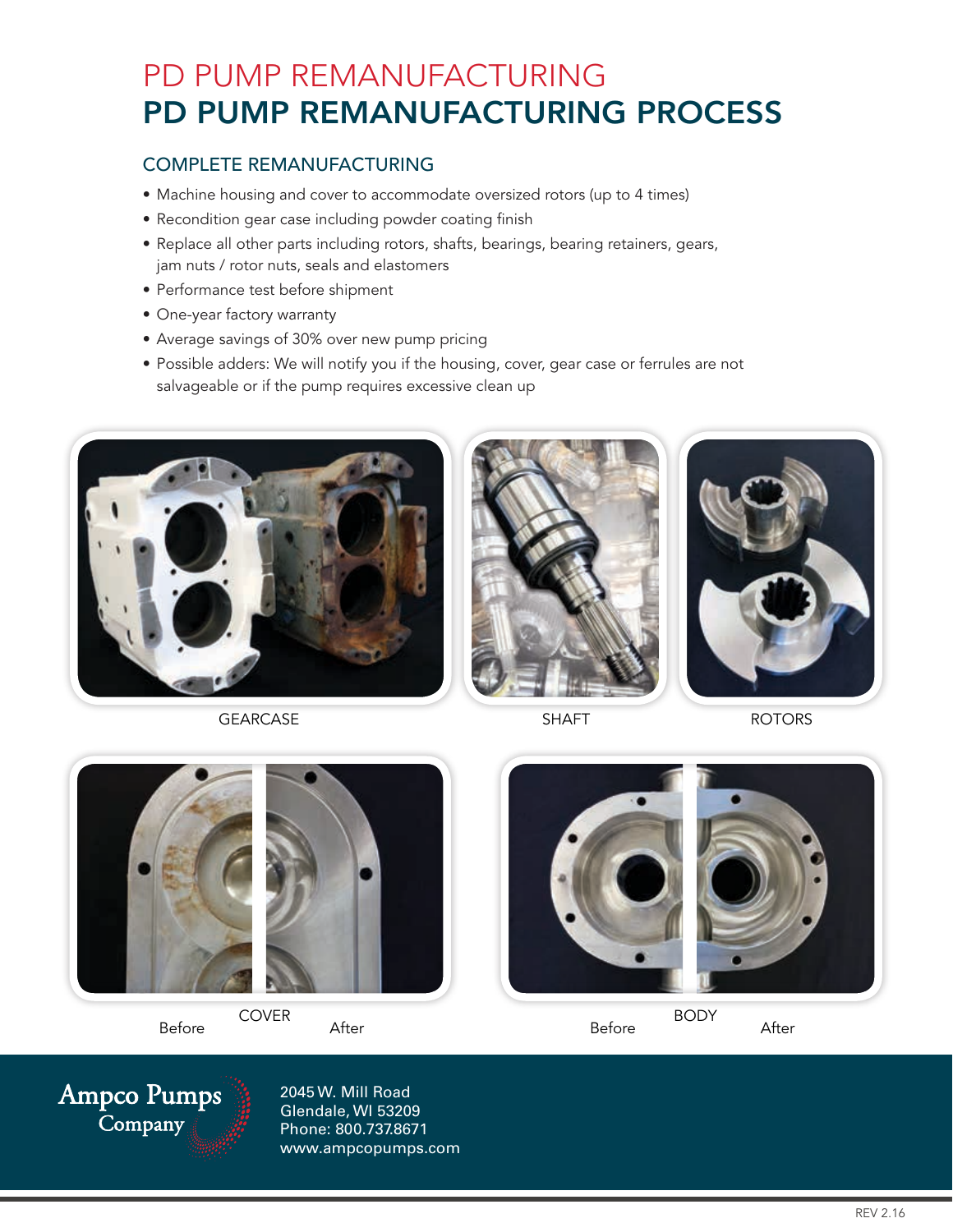# PD PUMP REMANUFACTURING

# PD PUMP REMANUFACTURING PROCESS

## COMPLETE REMANUFACTURING

- Machine housing and cover to accommodate oversized rotors (up to 4 times)
- Recondition gear case including powder coating finish
- Replace all other parts including rotors, shafts, bearings, bearing retainers, gears, jam nuts / rotor nuts, seals and elastomers
- Performance test before shipment
- One-year factory warranty
- Average savings of 30% over new pump pricing
- Possible adders: We will notify you if the housing, cover, gear case or ferrules are not salvageable or if the pump requires excessive clean up

GEARCASE

SHAFT

ROTORS

COVER

Before After

BODY

Before After

Ampco Pumps Company

2045 W. Mill Road
Glendale, WI 53209
Phone: 800.737.8671
www.ampcopumps.com

REV 2.16